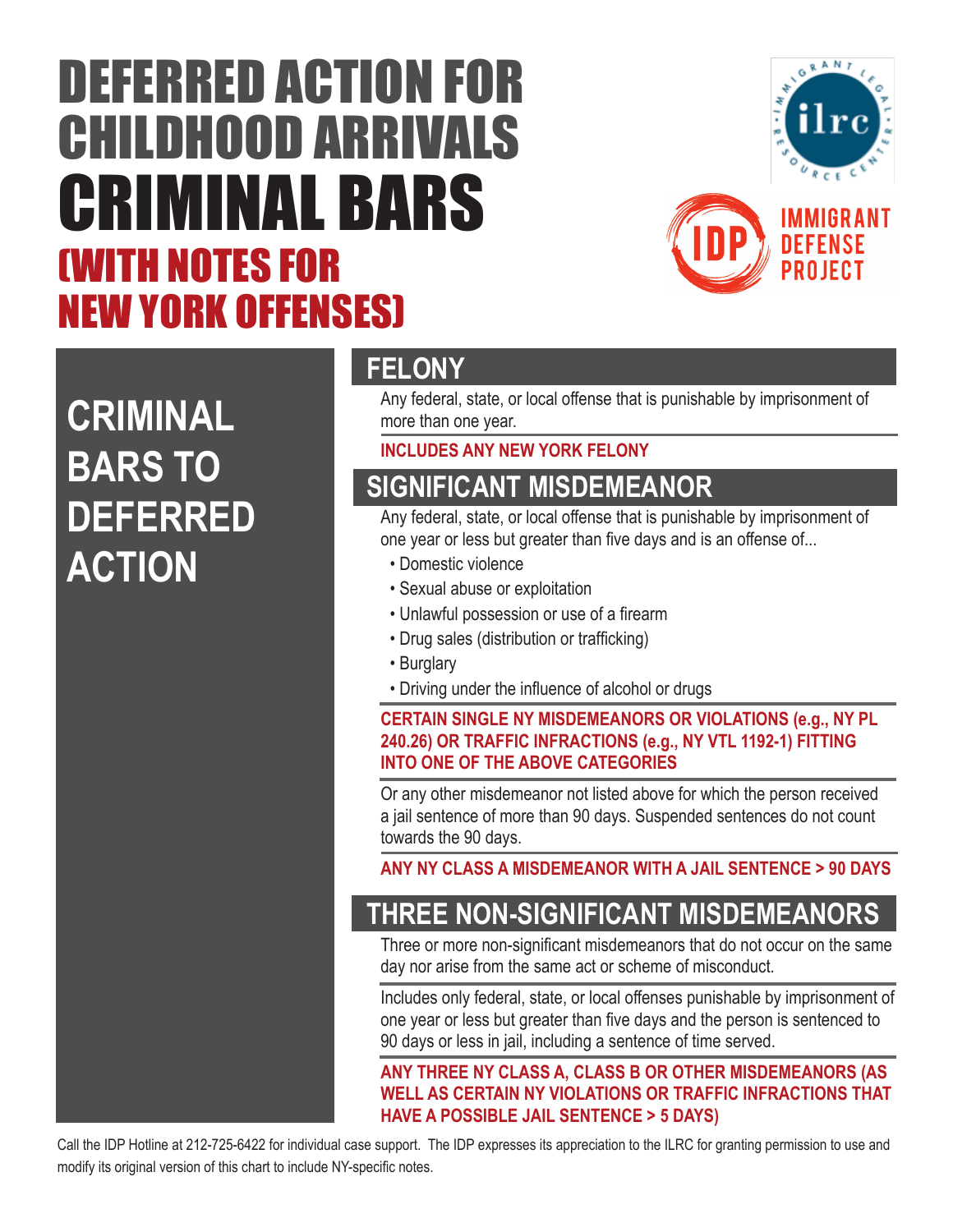# DEFERRED ACTION FOR CHILDHOOD ARRIVALS CRIMINAL BARS (WITH NOTES FOR NEW YORK OFFENSES)

IMMIGRANT LEGAL RESOURCE CENTER ilrc

IDP IMMIGRANT DEFENSE PROJECT

## CRIMINAL BARS TO DEFERRED ACTION

### FELONY

Any federal, state, or local offense that is punishable by imprisonment of more than one year.

**INCLUDES ANY NEW YORK FELONY**

### SIGNIFICANT MISDEMEANOR

Any federal, state, or local offense that is punishable by imprisonment of one year or less but greater than five days and is an offense of...

- Domestic violence
- Sexual abuse or exploitation
- Unlawful possession or use of a firearm
- Drug sales (distribution or trafficking)
- Burglary
- Driving under the influence of alcohol or drugs

**CERTAIN SINGLE NY MISDEMEANORS OR VIOLATIONS (e.g., NY PL 240.26) OR TRAFFIC INFRACTIONS (e.g., NY VTL 1192-1) FITTING INTO ONE OF THE ABOVE CATEGORIES**

Or any other misdemeanor not listed above for which the person received a jail sentence of more than 90 days. Suspended sentences do not count towards the 90 days.

**ANY NY CLASS A MISDEMEANOR WITH A JAIL SENTENCE > 90 DAYS**

### THREE NON-SIGNIFICANT MISDEMEANORS

Three or more non-significant misdemeanors that do not occur on the same day nor arise from the same act or scheme of misconduct.

Includes only federal, state, or local offenses punishable by imprisonment of one year or less but greater than five days and the person is sentenced to 90 days or less in jail, including a sentence of time served.

**ANY THREE NY CLASS A, CLASS B OR OTHER MISDEMEANORS (AS WELL AS CERTAIN NY VIOLATIONS OR TRAFFIC INFRACTIONS THAT HAVE A POSSIBLE JAIL SENTENCE > 5 DAYS)**

Call the IDP Hotline at 212-725-6422 for individual case support. The IDP expresses its appreciation to the ILRC for granting permission to use and modify its original version of this chart to include NY-specific notes.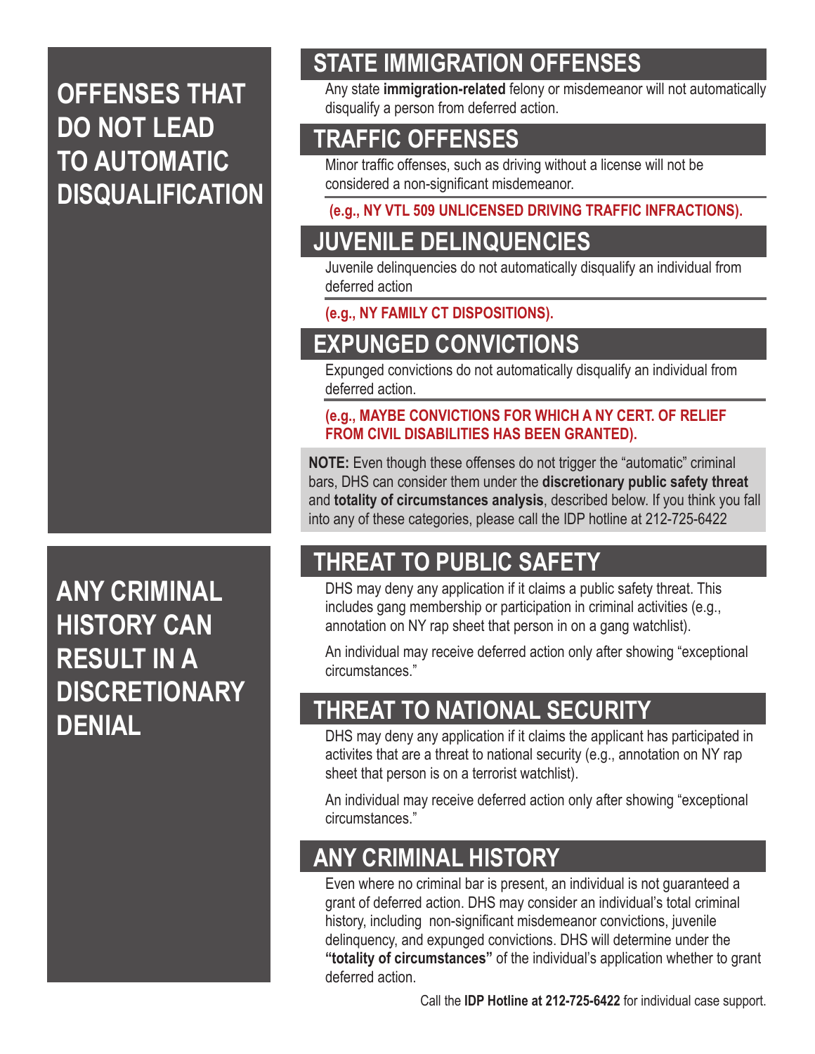# OFFENSES THAT DO NOT LEAD TO AUTOMATIC DISQUALIFICATION

## STATE IMMIGRATION OFFENSES

Any state **immigration-related** felony or misdemeanor will not automatically disqualify a person from deferred action.

## TRAFFIC OFFENSES

Minor traffic offenses, such as driving without a license will not be considered a non-significant misdemeanor.

**(e.g., NY VTL 509 UNLICENSED DRIVING TRAFFIC INFRACTIONS).**

## JUVENILE DELINQUENCIES

Juvenile delinquencies do not automatically disqualify an individual from deferred action

**(e.g., NY FAMILY CT DISPOSITIONS).**

## EXPUNGED CONVICTIONS

Expunged convictions do not automatically disqualify an individual from deferred action.

**(e.g., MAYBE CONVICTIONS FOR WHICH A NY CERT. OF RELIEF FROM CIVIL DISABILITIES HAS BEEN GRANTED).**

**NOTE:** Even though these offenses do not trigger the "automatic" criminal bars, DHS can consider them under the **discretionary public safety threat** and **totality of circumstances analysis**, described below. If you think you fall into any of these categories, please call the IDP hotline at 212-725-6422

# ANY CRIMINAL HISTORY CAN RESULT IN A DISCRETIONARY DENIAL

## THREAT TO PUBLIC SAFETY

DHS may deny any application if it claims a public safety threat. This includes gang membership or participation in criminal activities (e.g., annotation on NY rap sheet that person in on a gang watchlist).

An individual may receive deferred action only after showing "exceptional circumstances."

## THREAT TO NATIONAL SECURITY

DHS may deny any application if it claims the applicant has participated in activites that are a threat to national security (e.g., annotation on NY rap sheet that person is on a terrorist watchlist).

An individual may receive deferred action only after showing "exceptional circumstances."

## ANY CRIMINAL HISTORY

Even where no criminal bar is present, an individual is not guaranteed a grant of deferred action. DHS may consider an individual's total criminal history, including non-significant misdemeanor convictions, juvenile delinquency, and expunged convictions. DHS will determine under the **"totality of circumstances"** of the individual's application whether to grant deferred action.

Call the **IDP Hotline at 212-725-6422** for individual case support.